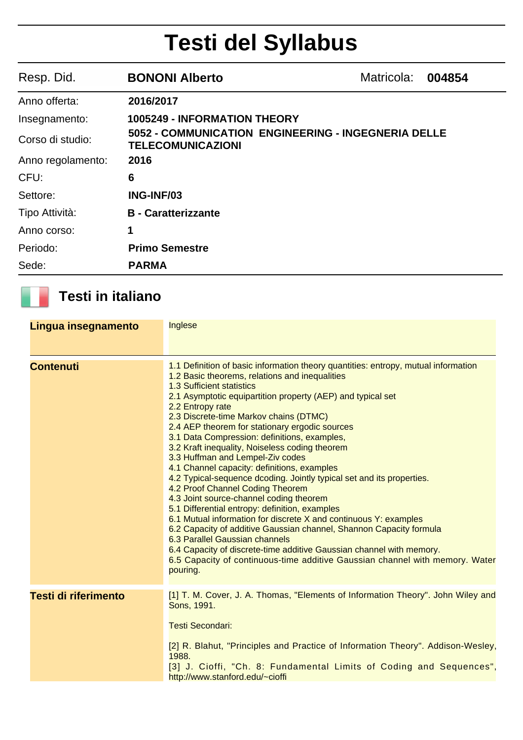# Testi del Syllabus

| | | | |
|---|---|---|---|
| Resp. Did. | **BONONI Alberto** | Matricola: | **004854** |

| | |
|---|---|
| Anno offerta: | **2016/2017** |
| Insegnamento: | **1005249 - INFORMATION THEORY** |
| Corso di studio: | **5052 - COMMUNICATION ENGINEERING - INGEGNERIA DELLE TELECOMUNICAZIONI** |
| Anno regolamento: | **2016** |
| CFU: | **6** |
| Settore: | **ING-INF/03** |
| Tipo Attività: | **B - Caratterizzante** |
| Anno corso: | **1** |
| Periodo: | **Primo Semestre** |
| Sede: | **PARMA** |

## Testi in italiano

**Lingua insegnamento**

Inglese

**Contenuti**

1.1 Definition of basic information theory quantities: entropy, mutual information
1.2 Basic theorems, relations and inequalities
1.3 Sufficient statistics
2.1 Asymptotic equipartition property (AEP) and typical set
2.2 Entropy rate
2.3 Discrete-time Markov chains (DTMC)
2.4 AEP theorem for stationary ergodic sources
3.1 Data Compression: definitions, examples,
3.2 Kraft inequality, Noiseless coding theorem
3.3 Huffman and Lempel-Ziv codes
4.1 Channel capacity: definitions, examples
4.2 Typical-sequence dcoding. Jointly typical set and its properties.
4.2 Proof Channel Coding Theorem
4.3 Joint source-channel coding theorem
5.1 Differential entropy: definition, examples
6.1 Mutual information for discrete X and continuous Y: examples
6.2 Capacity of additive Gaussian channel, Shannon Capacity formula
6.3 Parallel Gaussian channels
6.4 Capacity of discrete-time additive Gaussian channel with memory.
6.5 Capacity of continuous-time additive Gaussian channel with memory. Water pouring.

**Testi di riferimento**

[1] T. M. Cover, J. A. Thomas, "Elements of Information Theory". John Wiley and Sons, 1991.

Testi Secondari:

[2] R. Blahut, "Principles and Practice of Information Theory". Addison-Wesley, 1988.
[3] J. Cioffi, "Ch. 8: Fundamental Limits of Coding and Sequences", http://www.stanford.edu/~cioffi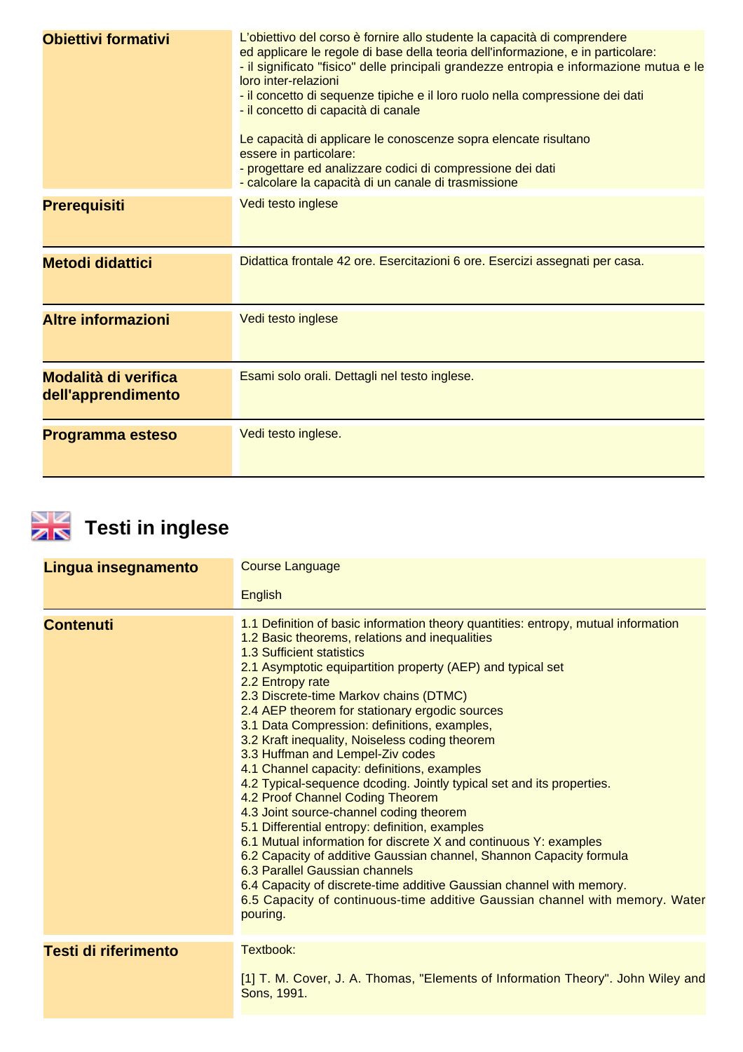| | |
|---|---|
| **Obiettivi formativi** | L'obiettivo del corso è fornire allo studente la capacità di comprendere ed applicare le regole di base della teoria dell'informazione, e in particolare:<br>- il significato "fisico" delle principali grandezze entropia e informazione mutua e le loro inter-relazioni<br>- il concetto di sequenze tipiche e il loro ruolo nella compressione dei dati<br>- il concetto di capacità di canale<br><br>Le capacità di applicare le conoscenze sopra elencate risultano essere in particolare:<br>- progettare ed analizzare codici di compressione dei dati<br>- calcolare la capacità di un canale di trasmissione |
| **Prerequisiti** | Vedi testo inglese |
| **Metodi didattici** | Didattica frontale 42 ore. Esercitazioni 6 ore. Esercizi assegnati per casa. |
| **Altre informazioni** | Vedi testo inglese |
| **Modalità di verifica dell'apprendimento** | Esami solo orali. Dettagli nel testo inglese. |
| **Programma esteso** | Vedi testo inglese. |

## Testi in inglese

| | |
|---|---|
| **Lingua insegnamento** | Course Language<br><br>English |
| **Contenuti** | 1.1 Definition of basic information theory quantities: entropy, mutual information<br>1.2 Basic theorems, relations and inequalities<br>1.3 Sufficient statistics<br>2.1 Asymptotic equipartition property (AEP) and typical set<br>2.2 Entropy rate<br>2.3 Discrete-time Markov chains (DTMC)<br>2.4 AEP theorem for stationary ergodic sources<br>3.1 Data Compression: definitions, examples,<br>3.2 Kraft inequality, Noiseless coding theorem<br>3.3 Huffman and Lempel-Ziv codes<br>4.1 Channel capacity: definitions, examples<br>4.2 Typical-sequence dcoding. Jointly typical set and its properties.<br>4.2 Proof Channel Coding Theorem<br>4.3 Joint source-channel coding theorem<br>5.1 Differential entropy: definition, examples<br>6.1 Mutual information for discrete X and continuous Y: examples<br>6.2 Capacity of additive Gaussian channel, Shannon Capacity formula<br>6.3 Parallel Gaussian channels<br>6.4 Capacity of discrete-time additive Gaussian channel with memory.<br>6.5 Capacity of continuous-time additive Gaussian channel with memory. Water pouring. |
| **Testi di riferimento** | Textbook:<br><br>[1] T. M. Cover, J. A. Thomas, "Elements of Information Theory". John Wiley and Sons, 1991. |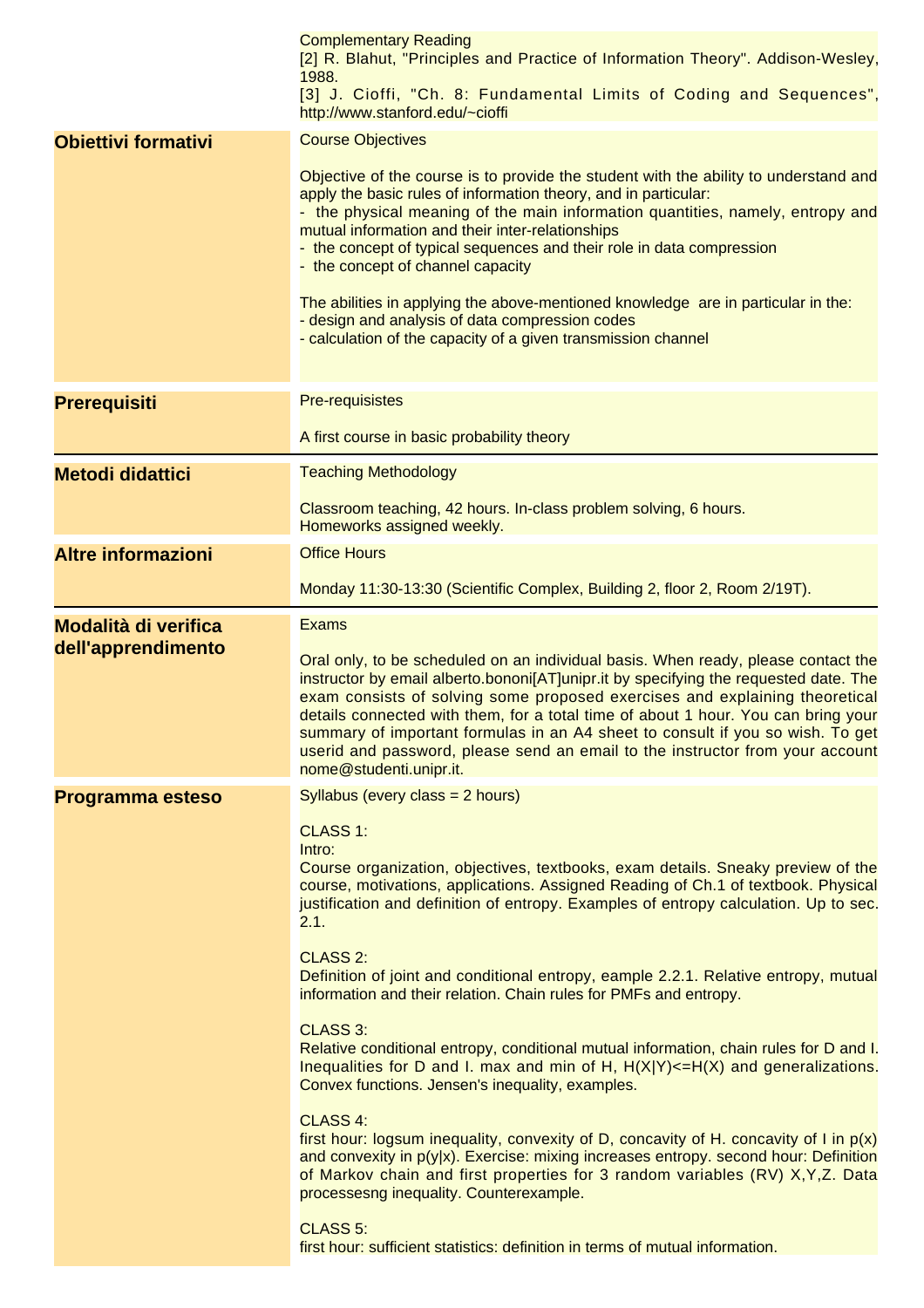Complementary Reading
[2] R. Blahut, "Principles and Practice of Information Theory". Addison-Wesley, 1988.
[3] J. Cioffi, "Ch. 8: Fundamental Limits of Coding and Sequences", http://www.stanford.edu/~cioffi

**Obiettivi formativi**

Course Objectives

Objective of the course is to provide the student with the ability to understand and apply the basic rules of information theory, and in particular:
- the physical meaning of the main information quantities, namely, entropy and mutual information and their inter-relationships
- the concept of typical sequences and their role in data compression
- the concept of channel capacity

The abilities in applying the above-mentioned knowledge are in particular in the:
- design and analysis of data compression codes
- calculation of the capacity of a given transmission channel

**Prerequisiti**

Pre-requisistes

A first course in basic probability theory

**Metodi didattici**

Teaching Methodology

Classroom teaching, 42 hours. In-class problem solving, 6 hours.
Homeworks assigned weekly.

**Altre informazioni**

Office Hours

Monday 11:30-13:30 (Scientific Complex, Building 2, floor 2, Room 2/19T).

**Modalità di verifica dell'apprendimento**

Exams

Oral only, to be scheduled on an individual basis. When ready, please contact the instructor by email alberto.bononi[AT]unipr.it by specifying the requested date. The exam consists of solving some proposed exercises and explaining theoretical details connected with them, for a total time of about 1 hour. You can bring your summary of important formulas in an A4 sheet to consult if you so wish. To get userid and password, please send an email to the instructor from your account nome@studenti.unipr.it.

**Programma esteso**

Syllabus (every class = 2 hours)

CLASS 1:
Intro:
Course organization, objectives, textbooks, exam details. Sneaky preview of the course, motivations, applications. Assigned Reading of Ch.1 of textbook. Physical justification and definition of entropy. Examples of entropy calculation. Up to sec. 2.1.

CLASS 2:
Definition of joint and conditional entropy, eample 2.2.1. Relative entropy, mutual information and their relation. Chain rules for PMFs and entropy.

CLASS 3:
Relative conditional entropy, conditional mutual information, chain rules for D and I. Inequalities for D and I. max and min of H, $H(X|Y)<=H(X)$ and generalizations. Convex functions. Jensen's inequality, examples.

CLASS 4:
first hour: logsum inequality, convexity of D, concavity of H. concavity of I in $p(x)$ and convexity in $p(y|x)$. Exercise: mixing increases entropy. second hour: Definition of Markov chain and first properties for 3 random variables (RV) X,Y,Z. Data processesng inequality. Counterexample.

CLASS 5:
first hour: sufficient statistics: definition in terms of mutual information.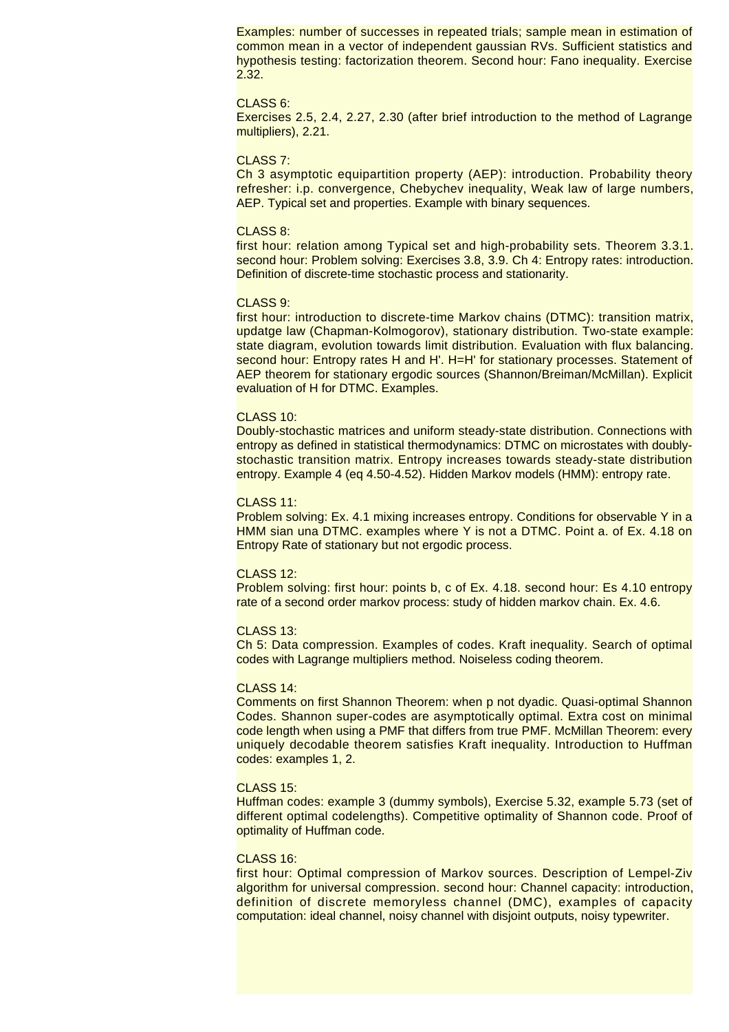Examples: number of successes in repeated trials; sample mean in estimation of common mean in a vector of independent gaussian RVs. Sufficient statistics and hypothesis testing: factorization theorem. Second hour: Fano inequality. Exercise 2.32.

CLASS 6:
Exercises 2.5, 2.4, 2.27, 2.30 (after brief introduction to the method of Lagrange multipliers), 2.21.

CLASS 7:
Ch 3 asymptotic equipartition property (AEP): introduction. Probability theory refresher: i.p. convergence, Chebychev inequality, Weak law of large numbers, AEP. Typical set and properties. Example with binary sequences.

CLASS 8:
first hour: relation among Typical set and high-probability sets. Theorem 3.3.1. second hour: Problem solving: Exercises 3.8, 3.9. Ch 4: Entropy rates: introduction. Definition of discrete-time stochastic process and stationarity.

CLASS 9:
first hour: introduction to discrete-time Markov chains (DTMC): transition matrix, updatge law (Chapman-Kolmogorov), stationary distribution. Two-state example: state diagram, evolution towards limit distribution. Evaluation with flux balancing. second hour: Entropy rates H and H'. H=H' for stationary processes. Statement of AEP theorem for stationary ergodic sources (Shannon/Breiman/McMillan). Explicit evaluation of H for DTMC. Examples.

CLASS 10:
Doubly-stochastic matrices and uniform steady-state distribution. Connections with entropy as defined in statistical thermodynamics: DTMC on microstates with doubly-stochastic transition matrix. Entropy increases towards steady-state distribution entropy. Example 4 (eq 4.50-4.52). Hidden Markov models (HMM): entropy rate.

CLASS 11:
Problem solving: Ex. 4.1 mixing increases entropy. Conditions for observable Y in a HMM sian una DTMC. examples where Y is not a DTMC. Point a. of Ex. 4.18 on Entropy Rate of stationary but not ergodic process.

CLASS 12:
Problem solving: first hour: points b, c of Ex. 4.18. second hour: Es 4.10 entropy rate of a second order markov process: study of hidden markov chain. Ex. 4.6.

CLASS 13:
Ch 5: Data compression. Examples of codes. Kraft inequality. Search of optimal codes with Lagrange multipliers method. Noiseless coding theorem.

CLASS 14:
Comments on first Shannon Theorem: when p not dyadic. Quasi-optimal Shannon Codes. Shannon super-codes are asymptotically optimal. Extra cost on minimal code length when using a PMF that differs from true PMF. McMillan Theorem: every uniquely decodable theorem satisfies Kraft inequality. Introduction to Huffman codes: examples 1, 2.

CLASS 15:
Huffman codes: example 3 (dummy symbols), Exercise 5.32, example 5.73 (set of different optimal codelengths). Competitive optimality of Shannon code. Proof of optimality of Huffman code.

CLASS 16:
first hour: Optimal compression of Markov sources. Description of Lempel-Ziv algorithm for universal compression. second hour: Channel capacity: introduction, definition of discrete memoryless channel (DMC), examples of capacity computation: ideal channel, noisy channel with disjoint outputs, noisy typewriter.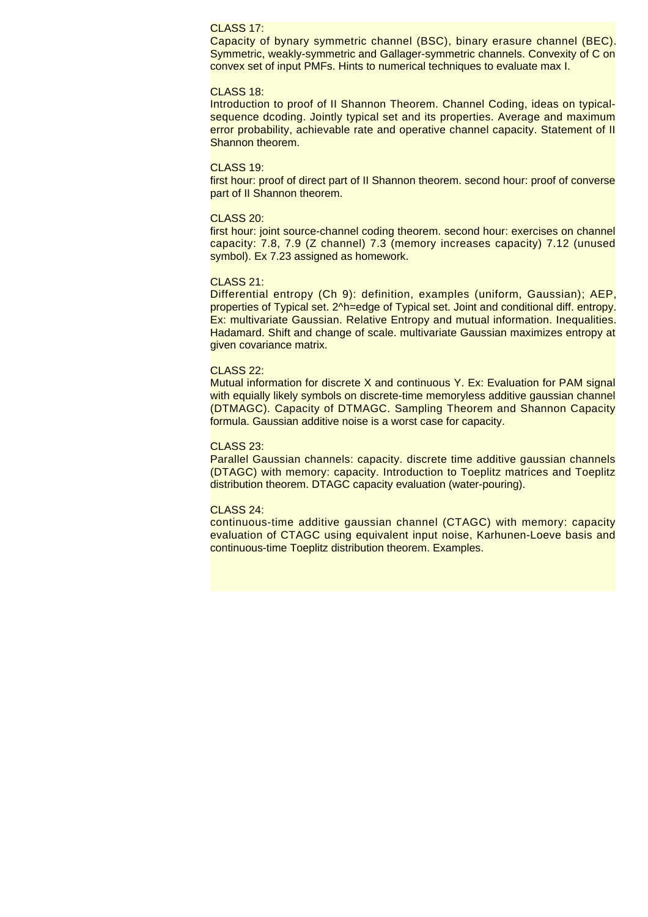CLASS 17:
Capacity of bynary symmetric channel (BSC), binary erasure channel (BEC). Symmetric, weakly-symmetric and Gallager-symmetric channels. Convexity of C on convex set of input PMFs. Hints to numerical techniques to evaluate max I.

CLASS 18:
Introduction to proof of II Shannon Theorem. Channel Coding, ideas on typical-sequence dcoding. Jointly typical set and its properties. Average and maximum error probability, achievable rate and operative channel capacity. Statement of II Shannon theorem.

CLASS 19:
first hour: proof of direct part of II Shannon theorem. second hour: proof of converse part of II Shannon theorem.

CLASS 20:
first hour: joint source-channel coding theorem. second hour: exercises on channel capacity: 7.8, 7.9 (Z channel) 7.3 (memory increases capacity) 7.12 (unused symbol). Ex 7.23 assigned as homework.

CLASS 21:
Differential entropy (Ch 9): definition, examples (uniform, Gaussian); AEP, properties of Typical set. 2^h=edge of Typical set. Joint and conditional diff. entropy. Ex: multivariate Gaussian. Relative Entropy and mutual information. Inequalities. Hadamard. Shift and change of scale. multivariate Gaussian maximizes entropy at given covariance matrix.

CLASS 22:
Mutual information for discrete X and continuous Y. Ex: Evaluation for PAM signal with equially likely symbols on discrete-time memoryless additive gaussian channel (DTMAGC). Capacity of DTMAGC. Sampling Theorem and Shannon Capacity formula. Gaussian additive noise is a worst case for capacity.

CLASS 23:
Parallel Gaussian channels: capacity. discrete time additive gaussian channels (DTAGC) with memory: capacity. Introduction to Toeplitz matrices and Toeplitz distribution theorem. DTAGC capacity evaluation (water-pouring).

CLASS 24:
continuous-time additive gaussian channel (CTAGC) with memory: capacity evaluation of CTAGC using equivalent input noise, Karhunen-Loeve basis and continuous-time Toeplitz distribution theorem. Examples.